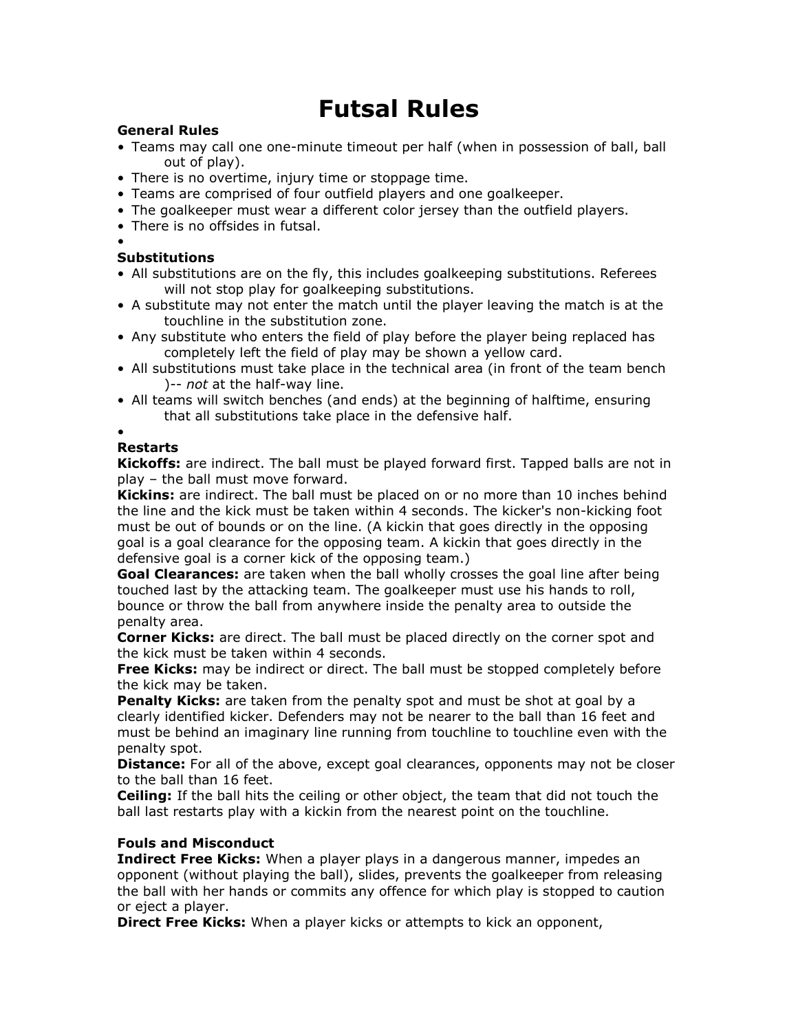# Futsal Rules

## General Rules

- Teams may call one one-minute timeout per half (when in possession of ball, ball out of play).
- There is no overtime, injury time or stoppage time.
- Teams are comprised of four outfield players and one goalkeeper.
- The goalkeeper must wear a different color jersey than the outfield players.
- There is no offsides in futsal.
- 

## Substitutions

- All substitutions are on the fly, this includes goalkeeping substitutions. Referees will not stop play for goalkeeping substitutions.
- A substitute may not enter the match until the player leaving the match is at the touchline in the substitution zone.
- Any substitute who enters the field of play before the player being replaced has completely left the field of play may be shown a yellow card.
- All substitutions must take place in the technical area (in front of the team bench )-- *not* at the half-way line.
- All teams will switch benches (and ends) at the beginning of halftime, ensuring that all substitutions take place in the defensive half.
- 

## Restarts

**Kickoffs:** are indirect. The ball must be played forward first. Tapped balls are not in play – the ball must move forward.

**Kickins:** are indirect. The ball must be placed on or no more than 10 inches behind the line and the kick must be taken within 4 seconds. The kicker's non-kicking foot must be out of bounds or on the line. (A kickin that goes directly in the opposing goal is a goal clearance for the opposing team. A kickin that goes directly in the defensive goal is a corner kick of the opposing team.)

**Goal Clearances:** are taken when the ball wholly crosses the goal line after being touched last by the attacking team. The goalkeeper must use his hands to roll, bounce or throw the ball from anywhere inside the penalty area to outside the penalty area.

**Corner Kicks:** are direct. The ball must be placed directly on the corner spot and the kick must be taken within 4 seconds.

**Free Kicks:** may be indirect or direct. The ball must be stopped completely before the kick may be taken.

**Penalty Kicks:** are taken from the penalty spot and must be shot at goal by a clearly identified kicker. Defenders may not be nearer to the ball than 16 feet and must be behind an imaginary line running from touchline to touchline even with the penalty spot.

**Distance:** For all of the above, except goal clearances, opponents may not be closer to the ball than 16 feet.

**Ceiling:** If the ball hits the ceiling or other object, the team that did not touch the ball last restarts play with a kickin from the nearest point on the touchline.

## Fouls and Misconduct

**Indirect Free Kicks:** When a player plays in a dangerous manner, impedes an opponent (without playing the ball), slides, prevents the goalkeeper from releasing the ball with her hands or commits any offence for which play is stopped to caution or eject a player.

**Direct Free Kicks:** When a player kicks or attempts to kick an opponent,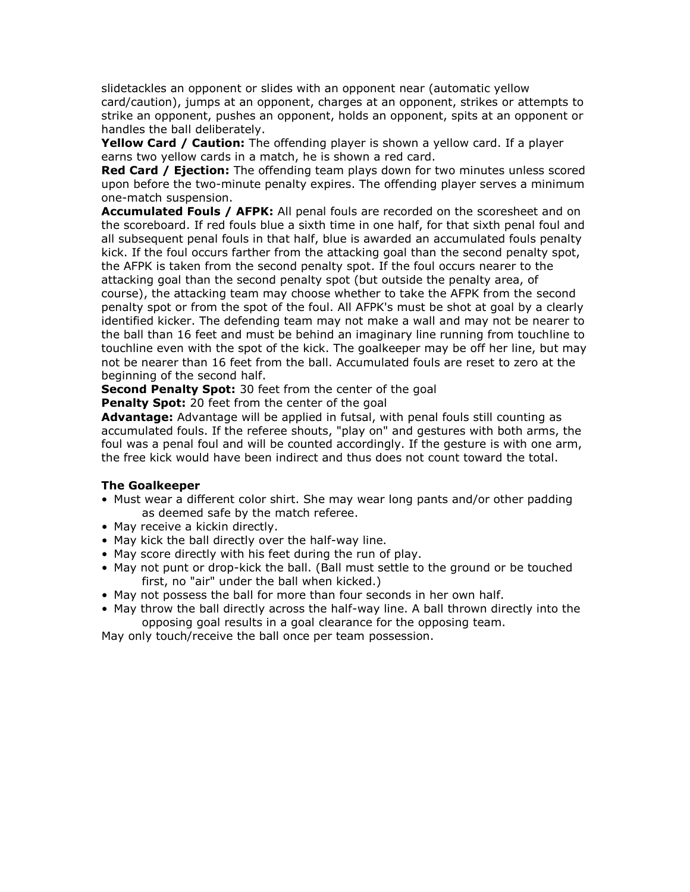slidetackles an opponent or slides with an opponent near (automatic yellow card/caution), jumps at an opponent, charges at an opponent, strikes or attempts to strike an opponent, pushes an opponent, holds an opponent, spits at an opponent or handles the ball deliberately.

**Yellow Card / Caution:** The offending player is shown a yellow card. If a player earns two yellow cards in a match, he is shown a red card.

**Red Card / Ejection:** The offending team plays down for two minutes unless scored upon before the two-minute penalty expires. The offending player serves a minimum one-match suspension.

**Accumulated Fouls / AFPK:** All penal fouls are recorded on the scoresheet and on the scoreboard. If red fouls blue a sixth time in one half, for that sixth penal foul and all subsequent penal fouls in that half, blue is awarded an accumulated fouls penalty kick. If the foul occurs farther from the attacking goal than the second penalty spot, the AFPK is taken from the second penalty spot. If the foul occurs nearer to the attacking goal than the second penalty spot (but outside the penalty area, of course), the attacking team may choose whether to take the AFPK from the second penalty spot or from the spot of the foul. All AFPK's must be shot at goal by a clearly identified kicker. The defending team may not make a wall and may not be nearer to the ball than 16 feet and must be behind an imaginary line running from touchline to touchline even with the spot of the kick. The goalkeeper may be off her line, but may not be nearer than 16 feet from the ball. Accumulated fouls are reset to zero at the beginning of the second half.

**Second Penalty Spot:** 30 feet from the center of the goal

**Penalty Spot:** 20 feet from the center of the goal

**Advantage:** Advantage will be applied in futsal, with penal fouls still counting as accumulated fouls. If the referee shouts, "play on" and gestures with both arms, the foul was a penal foul and will be counted accordingly. If the gesture is with one arm, the free kick would have been indirect and thus does not count toward the total.

**The Goalkeeper**

- Must wear a different color shirt. She may wear long pants and/or other padding as deemed safe by the match referee.
- May receive a kickin directly.
- May kick the ball directly over the half-way line.
- May score directly with his feet during the run of play.
- May not punt or drop-kick the ball. (Ball must settle to the ground or be touched first, no "air" under the ball when kicked.)
- May not possess the ball for more than four seconds in her own half.
- May throw the ball directly across the half-way line. A ball thrown directly into the opposing goal results in a goal clearance for the opposing team.

May only touch/receive the ball once per team possession.